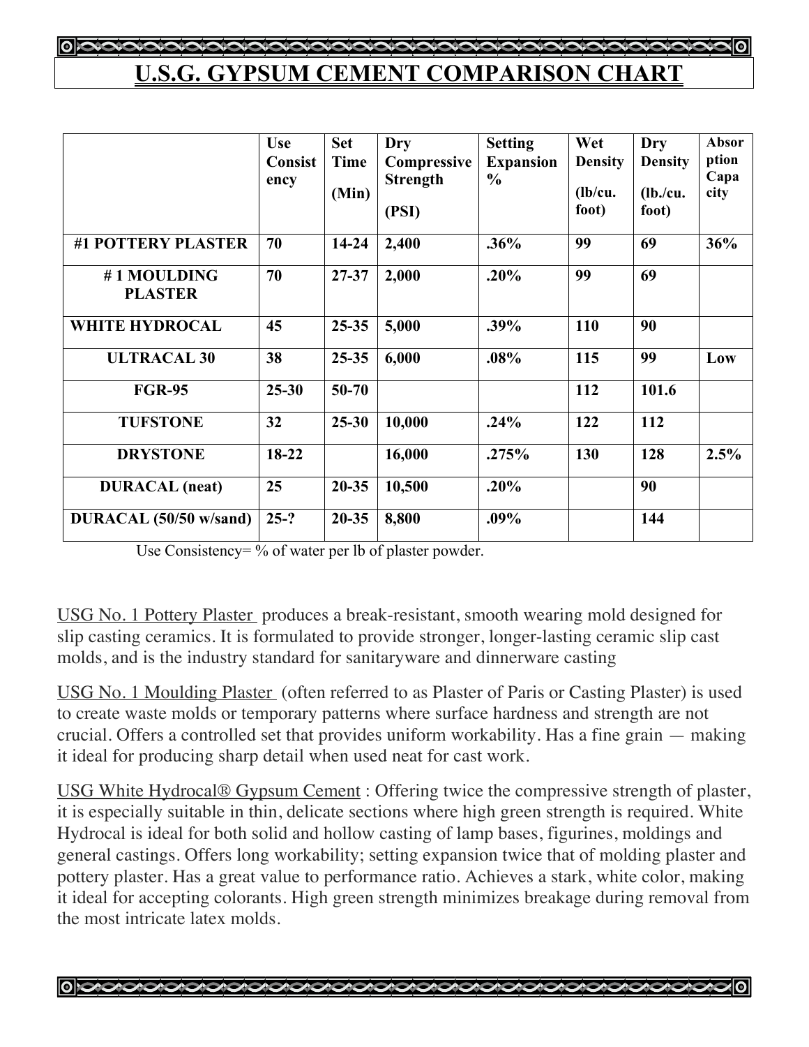# U.S.G. GYPSUM CEMENT COMPARISON CHART

| | Use Consistency | Set Time (Min) | Dry Compressive Strength (PSI) | Setting Expansion % | Wet Density (lb/cu. foot) | Dry Density (lb./cu. foot) | Absorption Capacity |
|---|---|---|---|---|---|---|---|
| **#1 POTTERY PLASTER** | 70 | 14-24 | 2,400 | .36% | 99 | 69 | 36% |
| **# 1 MOULDING PLASTER** | 70 | 27-37 | 2,000 | .20% | 99 | 69 | |
| **WHITE HYDROCAL** | 45 | 25-35 | 5,000 | .39% | 110 | 90 | |
| **ULTRACAL 30** | 38 | 25-35 | 6,000 | .08% | 115 | 99 | Low |
| **FGR-95** | 25-30 | 50-70 | | | 112 | 101.6 | |
| **TUFSTONE** | 32 | 25-30 | 10,000 | .24% | 122 | 112 | |
| **DRYSTONE** | 18-22 | | 16,000 | .275% | 130 | 128 | 2.5% |
| **DURACAL (neat)** | 25 | 20-35 | 10,500 | .20% | | 90 | |
| **DURACAL (50/50 w/sand)** | 25-? | 20-35 | 8,800 | .09% | | 144 | |

Use Consistency= % of water per lb of plaster powder.

USG No. 1 Pottery Plaster produces a break-resistant, smooth wearing mold designed for slip casting ceramics. It is formulated to provide stronger, longer-lasting ceramic slip cast molds, and is the industry standard for sanitaryware and dinnerware casting

USG No. 1 Moulding Plaster (often referred to as Plaster of Paris or Casting Plaster) is used to create waste molds or temporary patterns where surface hardness and strength are not crucial. Offers a controlled set that provides uniform workability. Has a fine grain — making it ideal for producing sharp detail when used neat for cast work.

USG White Hydrocal® Gypsum Cement : Offering twice the compressive strength of plaster, it is especially suitable in thin, delicate sections where high green strength is required. White Hydrocal is ideal for both solid and hollow casting of lamp bases, figurines, moldings and general castings. Offers long workability; setting expansion twice that of molding plaster and pottery plaster. Has a great value to performance ratio. Achieves a stark, white color, making it ideal for accepting colorants. High green strength minimizes breakage during removal from the most intricate latex molds.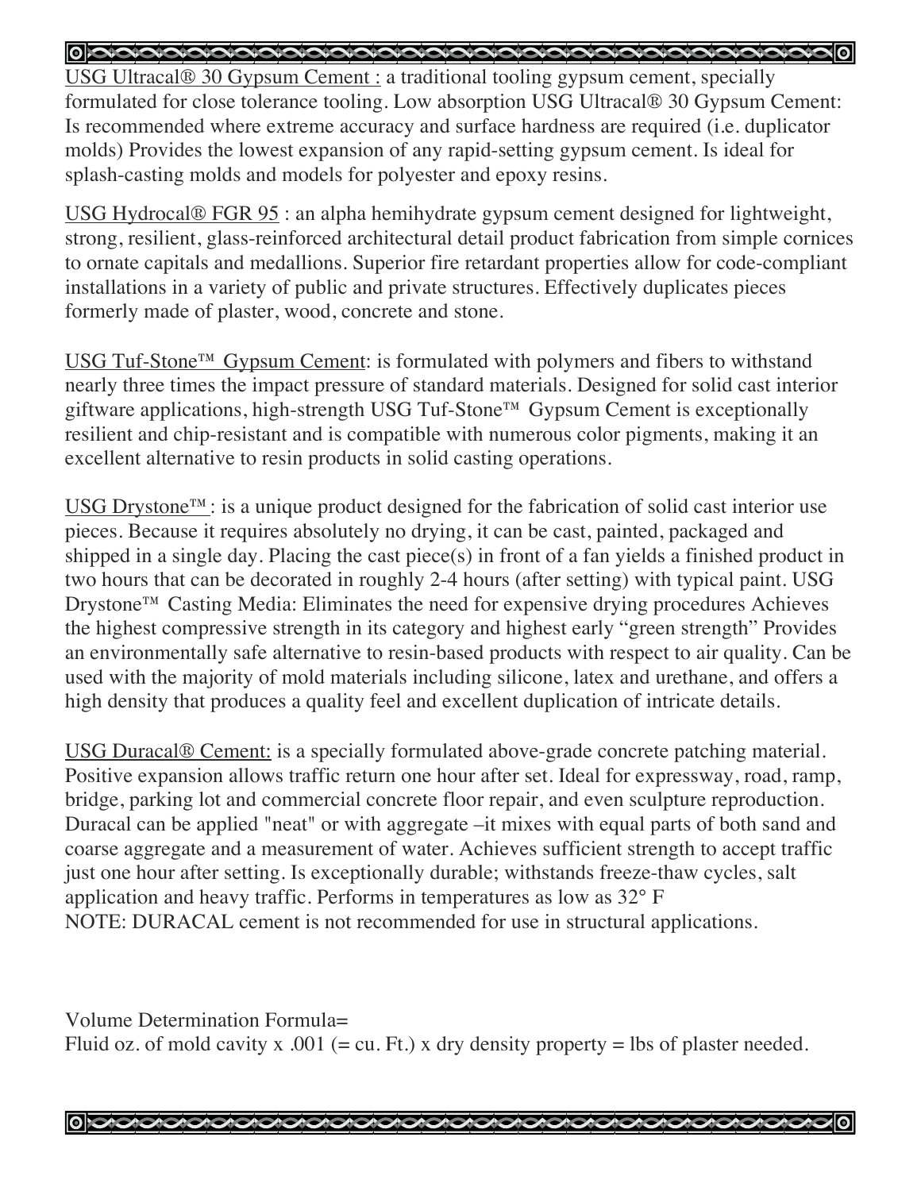<u>USG Ultracal® 30 Gypsum Cement :</u> a traditional tooling gypsum cement, specially formulated for close tolerance tooling. Low absorption USG Ultracal® 30 Gypsum Cement: Is recommended where extreme accuracy and surface hardness are required (i.e. duplicator molds) Provides the lowest expansion of any rapid-setting gypsum cement. Is ideal for splash-casting molds and models for polyester and epoxy resins.

<u>USG Hydrocal® FGR 95</u> : an alpha hemihydrate gypsum cement designed for lightweight, strong, resilient, glass-reinforced architectural detail product fabrication from simple cornices to ornate capitals and medallions. Superior fire retardant properties allow for code-compliant installations in a variety of public and private structures. Effectively duplicates pieces formerly made of plaster, wood, concrete and stone.

<u>USG Tuf-Stone™ Gypsum Cement</u>: is formulated with polymers and fibers to withstand nearly three times the impact pressure of standard materials. Designed for solid cast interior giftware applications, high-strength USG Tuf-Stone™ Gypsum Cement is exceptionally resilient and chip-resistant and is compatible with numerous color pigments, making it an excellent alternative to resin products in solid casting operations.

<u>USG Drystone™</u>: is a unique product designed for the fabrication of solid cast interior use pieces. Because it requires absolutely no drying, it can be cast, painted, packaged and shipped in a single day. Placing the cast piece(s) in front of a fan yields a finished product in two hours that can be decorated in roughly 2-4 hours (after setting) with typical paint. USG Drystone™ Casting Media: Eliminates the need for expensive drying procedures Achieves the highest compressive strength in its category and highest early "green strength" Provides an environmentally safe alternative to resin-based products with respect to air quality. Can be used with the majority of mold materials including silicone, latex and urethane, and offers a high density that produces a quality feel and excellent duplication of intricate details.

<u>USG Duracal® Cement:</u> is a specially formulated above-grade concrete patching material. Positive expansion allows traffic return one hour after set. Ideal for expressway, road, ramp, bridge, parking lot and commercial concrete floor repair, and even sculpture reproduction. Duracal can be applied "neat" or with aggregate –it mixes with equal parts of both sand and coarse aggregate and a measurement of water. Achieves sufficient strength to accept traffic just one hour after setting. Is exceptionally durable; withstands freeze-thaw cycles, salt application and heavy traffic. Performs in temperatures as low as 32° F
NOTE: DURACAL cement is not recommended for use in structural applications.

Volume Determination Formula=
Fluid oz. of mold cavity x .001 (= cu. Ft.) x dry density property = lbs of plaster needed.